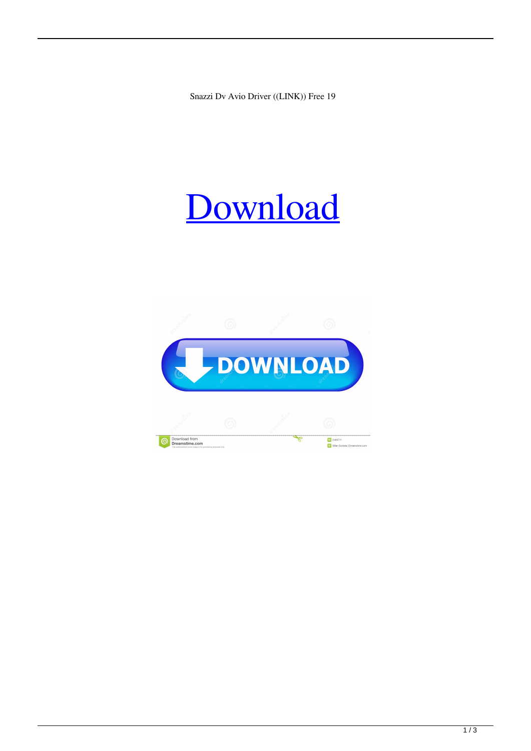Snazzi Dv Avio Driver ((LINK)) Free 19

# Download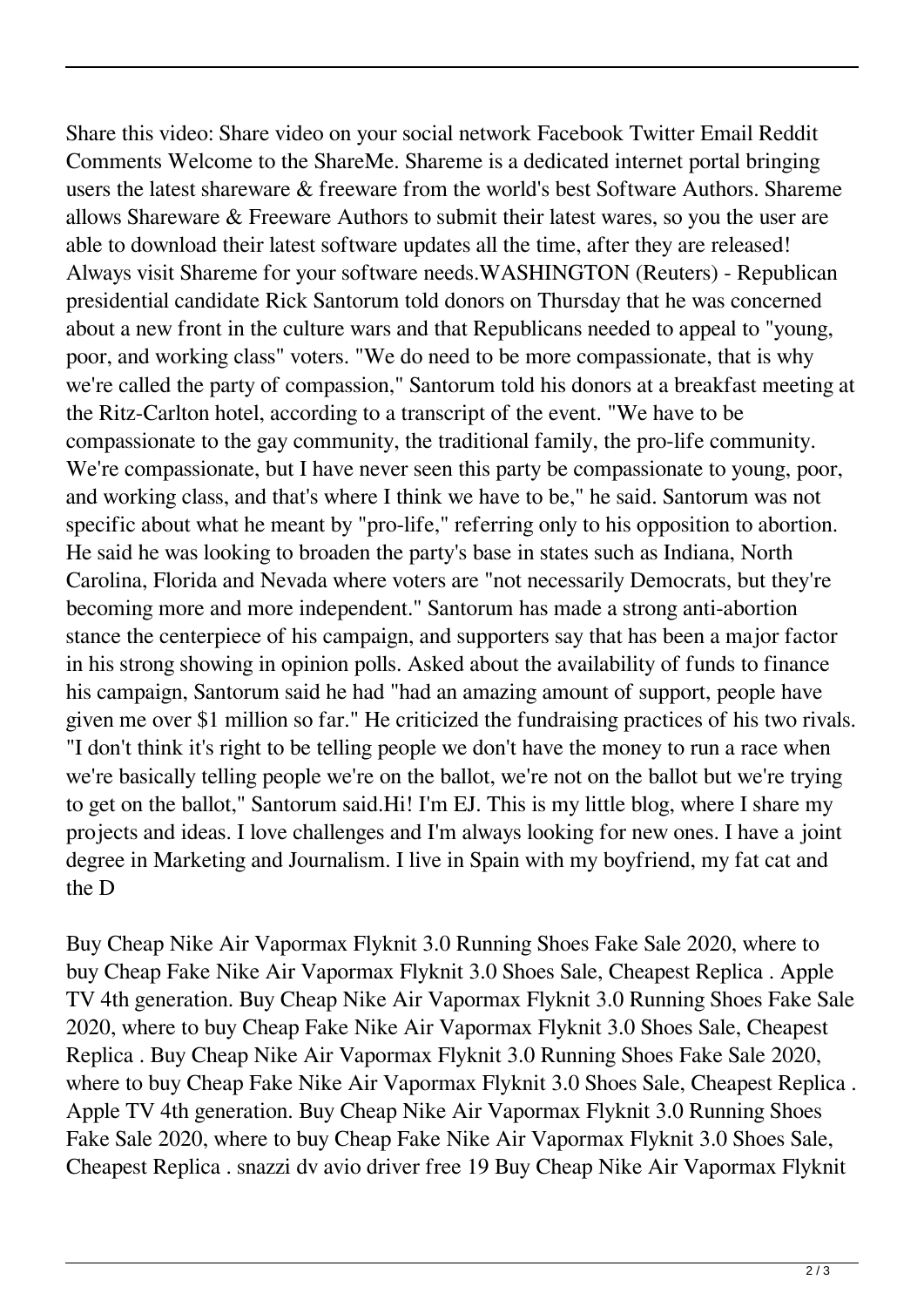Share this video: Share video on your social network Facebook Twitter Email Reddit Comments Welcome to the ShareMe. Shareme is a dedicated internet portal bringing users the latest shareware & freeware from the world's best Software Authors. Shareme allows Shareware & Freeware Authors to submit their latest wares, so you the user are able to download their latest software updates all the time, after they are released! Always visit Shareme for your software needs.WASHINGTON (Reuters) - Republican presidential candidate Rick Santorum told donors on Thursday that he was concerned about a new front in the culture wars and that Republicans needed to appeal to "young, poor, and working class" voters. "We do need to be more compassionate, that is why we're called the party of compassion," Santorum told his donors at a breakfast meeting at the Ritz-Carlton hotel, according to a transcript of the event. "We have to be compassionate to the gay community, the traditional family, the pro-life community. We're compassionate, but I have never seen this party be compassionate to young, poor, and working class, and that's where I think we have to be," he said. Santorum was not specific about what he meant by "pro-life," referring only to his opposition to abortion. He said he was looking to broaden the party's base in states such as Indiana, North Carolina, Florida and Nevada where voters are "not necessarily Democrats, but they're becoming more and more independent." Santorum has made a strong anti-abortion stance the centerpiece of his campaign, and supporters say that has been a major factor in his strong showing in opinion polls. Asked about the availability of funds to finance his campaign, Santorum said he had "had an amazing amount of support, people have given me over $1 million so far." He criticized the fundraising practices of his two rivals. "I don't think it's right to be telling people we don't have the money to run a race when we're basically telling people we're on the ballot, we're not on the ballot but we're trying to get on the ballot," Santorum said.Hi! I'm EJ. This is my little blog, where I share my projects and ideas. I love challenges and I'm always looking for new ones. I have a joint degree in Marketing and Journalism. I live in Spain with my boyfriend, my fat cat and the D

Buy Cheap Nike Air Vapormax Flyknit 3.0 Running Shoes Fake Sale 2020, where to buy Cheap Fake Nike Air Vapormax Flyknit 3.0 Shoes Sale, Cheapest Replica . Apple TV 4th generation. Buy Cheap Nike Air Vapormax Flyknit 3.0 Running Shoes Fake Sale 2020, where to buy Cheap Fake Nike Air Vapormax Flyknit 3.0 Shoes Sale, Cheapest Replica . Buy Cheap Nike Air Vapormax Flyknit 3.0 Running Shoes Fake Sale 2020, where to buy Cheap Fake Nike Air Vapormax Flyknit 3.0 Shoes Sale, Cheapest Replica . Apple TV 4th generation. Buy Cheap Nike Air Vapormax Flyknit 3.0 Running Shoes Fake Sale 2020, where to buy Cheap Fake Nike Air Vapormax Flyknit 3.0 Shoes Sale, Cheapest Replica . snazzi dv avio driver free 19 Buy Cheap Nike Air Vapormax Flyknit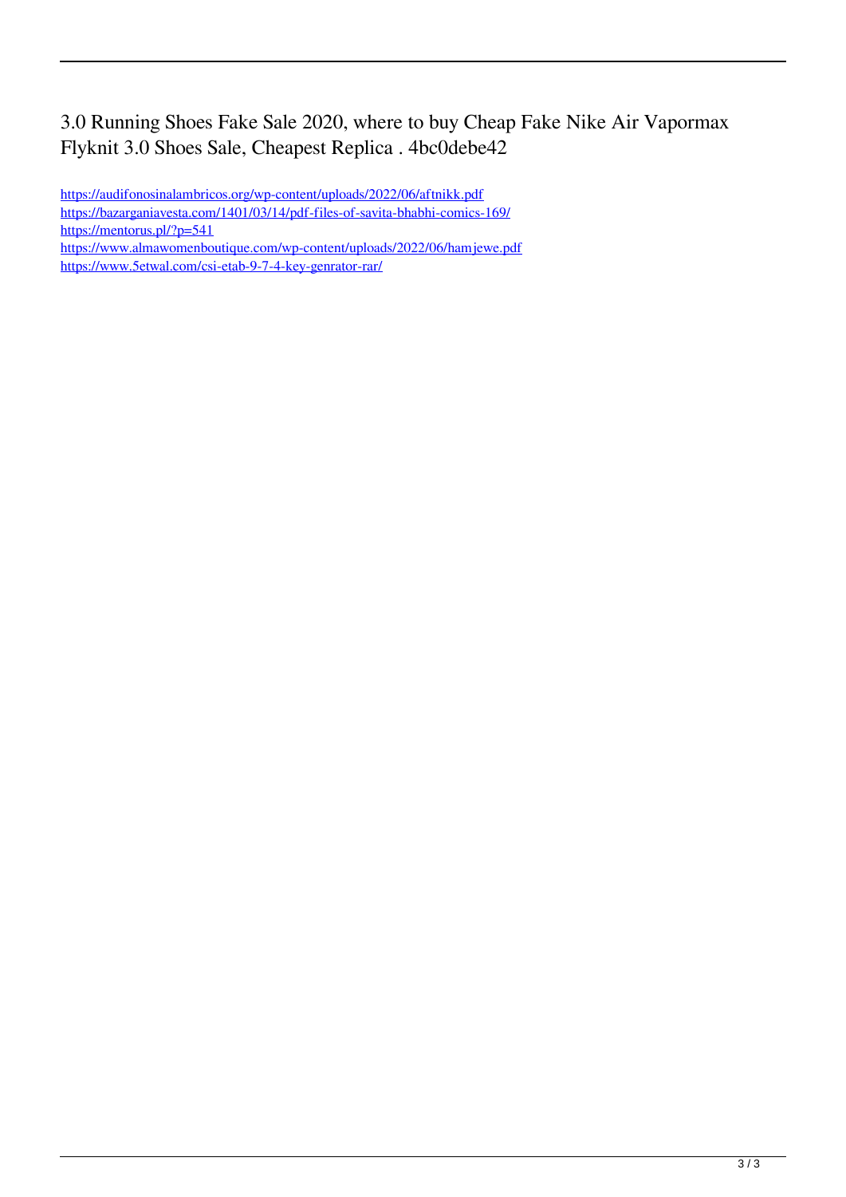3.0 Running Shoes Fake Sale 2020, where to buy Cheap Fake Nike Air Vapormax Flyknit 3.0 Shoes Sale, Cheapest Replica . 4bc0debe42

https://audifonosinalambricos.org/wp-content/uploads/2022/06/aftnikk.pdf
https://bazarganiavesta.com/1401/03/14/pdf-files-of-savita-bhabhi-comics-169/
https://mentorus.pl/?p=541
https://www.almawomenboutique.com/wp-content/uploads/2022/06/hamjewe.pdf
https://www.5etwal.com/csi-etab-9-7-4-key-genrator-rar/